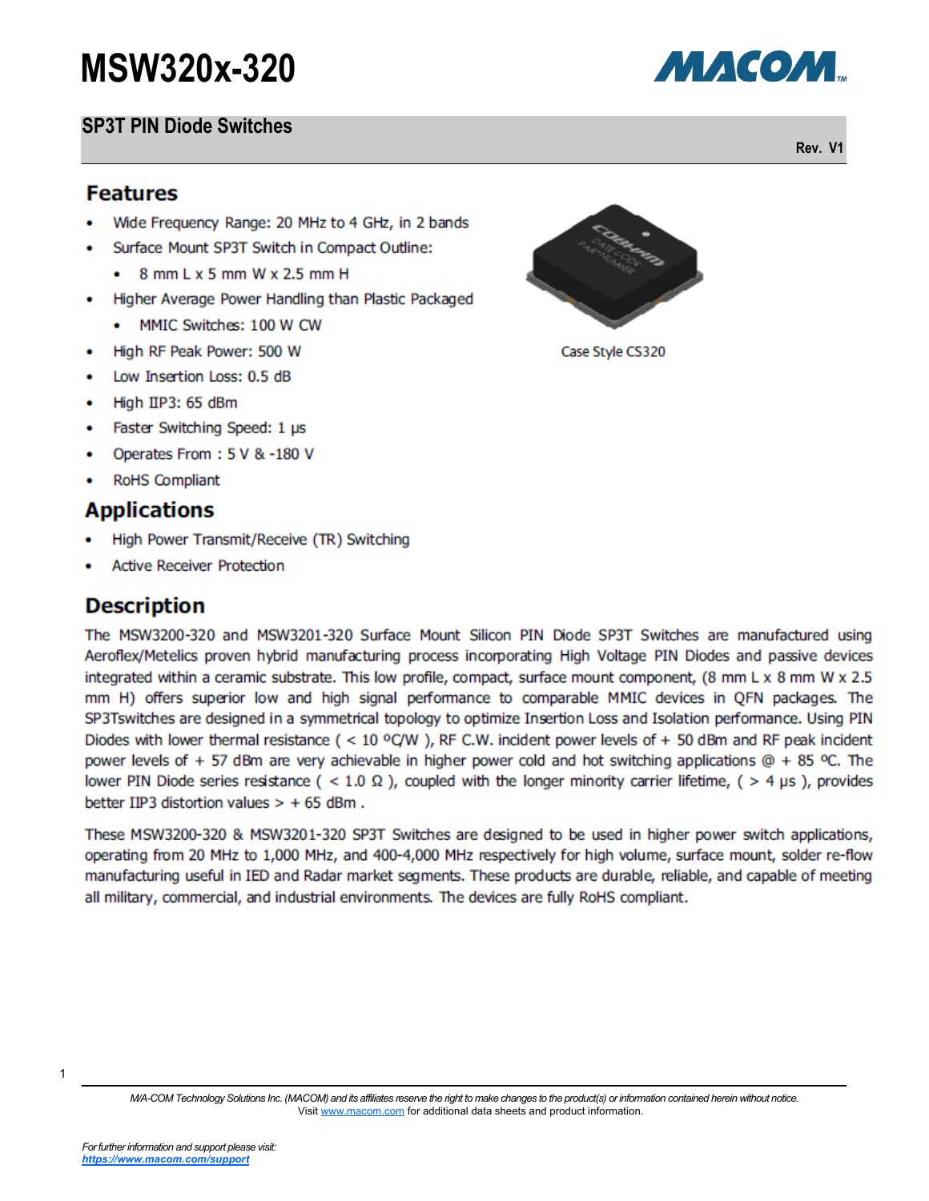# MSW320x-320

## SP3T PIN Diode Switches

Rev. V1

## Features

- Wide Frequency Range: 20 MHz to 4 GHz, in 2 bands
- Surface Mount SP3T Switch in Compact Outline:
  - 8 mm L x 5 mm W x 2.5 mm H
- Higher Average Power Handling than Plastic Packaged
  - MMIC Switches: 100 W CW
- High RF Peak Power: 500 W
- Low Insertion Loss: 0.5 dB
- High IIP3: 65 dBm
- Faster Switching Speed: 1 µs
- Operates From : 5 V & -180 V
- RoHS Compliant

Case Style CS320

## Applications

- High Power Transmit/Receive (TR) Switching
- Active Receiver Protection

## Description

The MSW3200-320 and MSW3201-320 Surface Mount Silicon PIN Diode SP3T Switches are manufactured using Aeroflex/Metelics proven hybrid manufacturing process incorporating High Voltage PIN Diodes and passive devices integrated within a ceramic substrate. This low profile, compact, surface mount component, (8 mm L x 8 mm W x 2.5 mm H) offers superior low and high signal performance to comparable MMIC devices in QFN packages. The SP3Tswitches are designed in a symmetrical topology to optimize Insertion Loss and Isolation performance. Using PIN Diodes with lower thermal resistance ( < 10 ºC/W ), RF C.W. incident power levels of + 50 dBm and RF peak incident power levels of + 57 dBm are very achievable in higher power cold and hot switching applications @ + 85 ºC. The lower PIN Diode series resistance ( < 1.0 Ω ), coupled with the longer minority carrier lifetime, ( > 4 µs ), provides better IIP3 distortion values > + 65 dBm .

These MSW3200-320 & MSW3201-320 SP3T Switches are designed to be used in higher power switch applications, operating from 20 MHz to 1,000 MHz, and 400-4,000 MHz respectively for high volume, surface mount, solder re-flow manufacturing useful in IED and Radar market segments. These products are durable, reliable, and capable of meeting all military, commercial, and industrial environments. The devices are fully RoHS compliant.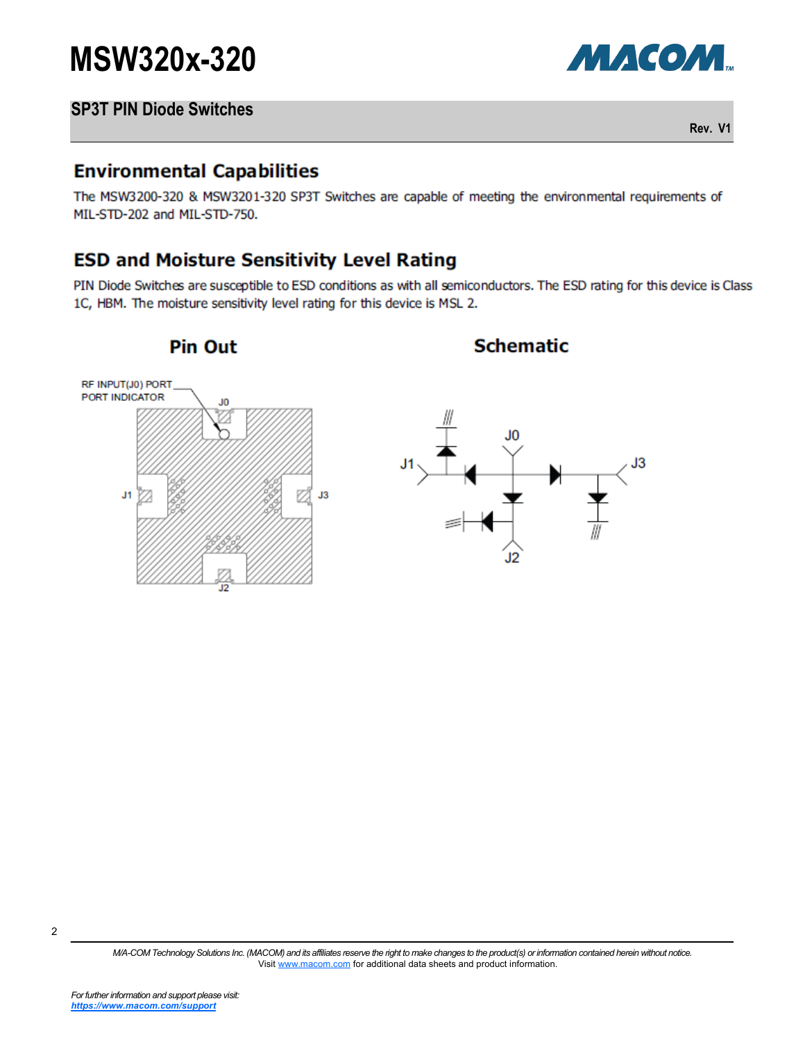## Environmental Capabilities

The MSW3200-320 & MSW3201-320 SP3T Switches are capable of meeting the environmental requirements of MIL-STD-202 and MIL-STD-750.

## ESD and Moisture Sensitivity Level Rating

PIN Diode Switches are susceptible to ESD conditions as with all semiconductors. The ESD rating for this device is Class 1C, HBM. The moisture sensitivity level rating for this device is MSL 2.

## Pin Out

RF INPUT(J0) PORT
PORT INDICATOR

J0

J1

J3

J2

## Schematic

J0

J1

J3

J2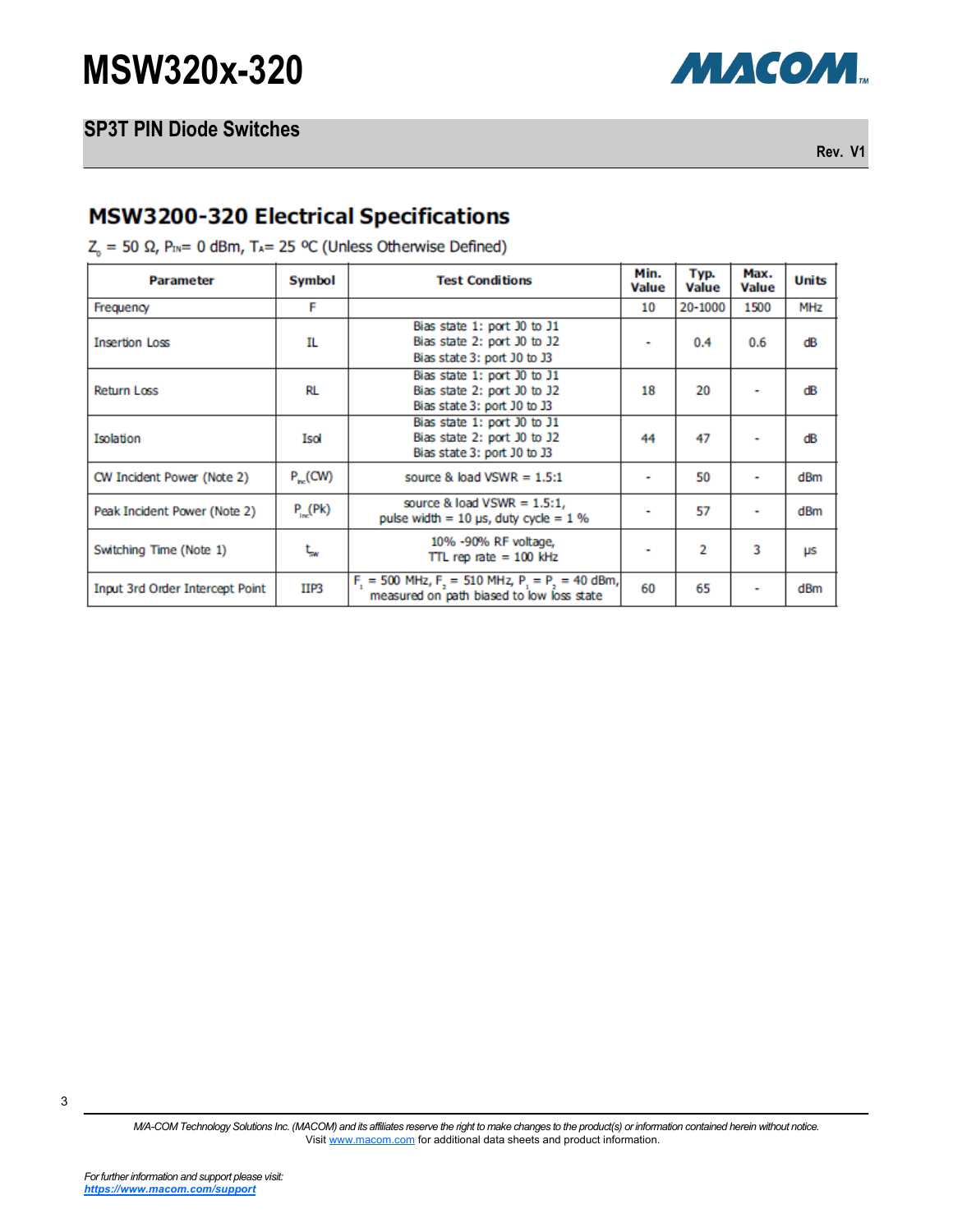## MSW3200-320 Electrical Specifications

$Z_0$ = 50 Ω, $P_{IN}$= 0 dBm, $T_A$= 25 ºC (Unless Otherwise Defined)

| Parameter | Symbol | Test Conditions | Min. Value | Typ. Value | Max. Value | Units |
|---|---|---|---|---|---|---|
| Frequency | F | | 10 | 20-1000 | 1500 | MHz |
| Insertion Loss | IL | Bias state 1: port J0 to J1<br>Bias state 2: port J0 to J2<br>Bias state 3: port J0 to J3 | - | 0.4 | 0.6 | dB |
| Return Loss | RL | Bias state 1: port J0 to J1<br>Bias state 2: port J0 to J2<br>Bias state 3: port J0 to J3 | 18 | 20 | - | dB |
| Isolation | Isol | Bias state 1: port J0 to J1<br>Bias state 2: port J0 to J2<br>Bias state 3: port J0 to J3 | 44 | 47 | - | dB |
| CW Incident Power (Note 2) | $P_{inc}$(CW) | source & load VSWR = 1.5:1 | - | 50 | - | dBm |
| Peak Incident Power (Note 2) | $P_{inc}$(Pk) | source & load VSWR = 1.5:1,<br>pulse width = 10 µs, duty cycle = 1 % | - | 57 | - | dBm |
| Switching Time (Note 1) | $t_{sw}$ | 10% -90% RF voltage,<br>TTL rep rate = 100 kHz | - | 2 | 3 | µs |
| Input 3rd Order Intercept Point | IIP3 | $F_1$ = 500 MHz, $F_2$ = 510 MHz, $P_1$ = $P_2$ = 40 dBm,<br>measured on path biased to low loss state | 60 | 65 | - | dBm |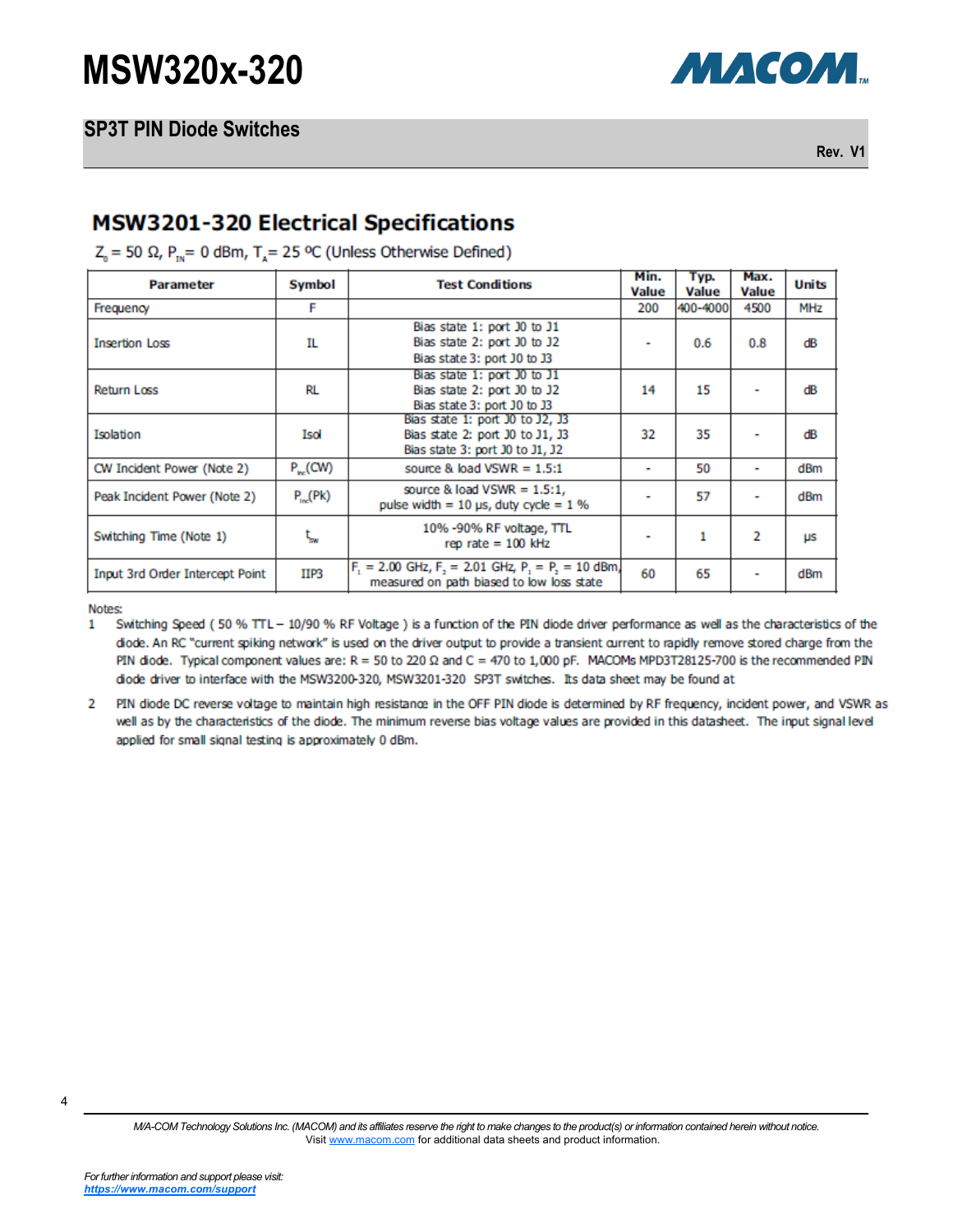## MSW3201-320 Electrical Specifications

$Z_0$ = 50 Ω, $P_{IN}$ = 0 dBm, $T_A$ = 25 ºC (Unless Otherwise Defined)

| Parameter | Symbol | Test Conditions | Min. Value | Typ. Value | Max. Value | Units |
|---|---|---|---|---|---|---|
| Frequency | F | | 200 | 400-4000 | 4500 | MHz |
| Insertion Loss | IL | Bias state 1: port J0 to J1<br>Bias state 2: port J0 to J2<br>Bias state 3: port J0 to J3 | - | 0.6 | 0.8 | dB |
| Return Loss | RL | Bias state 1: port J0 to J1<br>Bias state 2: port J0 to J2<br>Bias state 3: port J0 to J3 | 14 | 15 | - | dB |
| Isolation | Isol | Bias state 1: port J0 to J2, J3<br>Bias state 2: port J0 to J1, J3<br>Bias state 3: port J0 to J1, J2 | 32 | 35 | - | dB |
| CW Incident Power (Note 2) | $P_{inc}$(CW) | source & load VSWR = 1.5:1 | - | 50 | - | dBm |
| Peak Incident Power (Note 2) | $P_{inc}$(Pk) | source & load VSWR = 1.5:1, pulse width = 10 µs, duty cycle = 1 % | - | 57 | - | dBm |
| Switching Time (Note 1) | $t_{sw}$ | 10% -90% RF voltage, TTL rep rate = 100 kHz | - | 1 | 2 | µs |
| Input 3rd Order Intercept Point | IIP3 | $F_1$ = 2.00 GHz, $F_2$ = 2.01 GHz, $P_1$ = $P_2$ = 10 dBm, measured on path biased to low loss state | 60 | 65 | - | dBm |

Notes:

1. Switching Speed ( 50 % TTL – 10/90 % RF Voltage ) is a function of the PIN diode driver performance as well as the characteristics of the diode. An RC "current spiking network" is used on the driver output to provide a transient current to rapidly remove stored charge from the PIN diode. Typical component values are: R = 50 to 220 Ω and C = 470 to 1,000 pF. MACOMs MPD3T28125-700 is the recommended PIN diode driver to interface with the MSW3200-320, MSW3201-320 SP3T switches. Its data sheet may be found at
2. PIN diode DC reverse voltage to maintain high resistance in the OFF PIN diode is determined by RF frequency, incident power, and VSWR as well as by the characteristics of the diode. The minimum reverse bias voltage values are provided in this datasheet. The input signal level applied for small signal testing is approximately 0 dBm.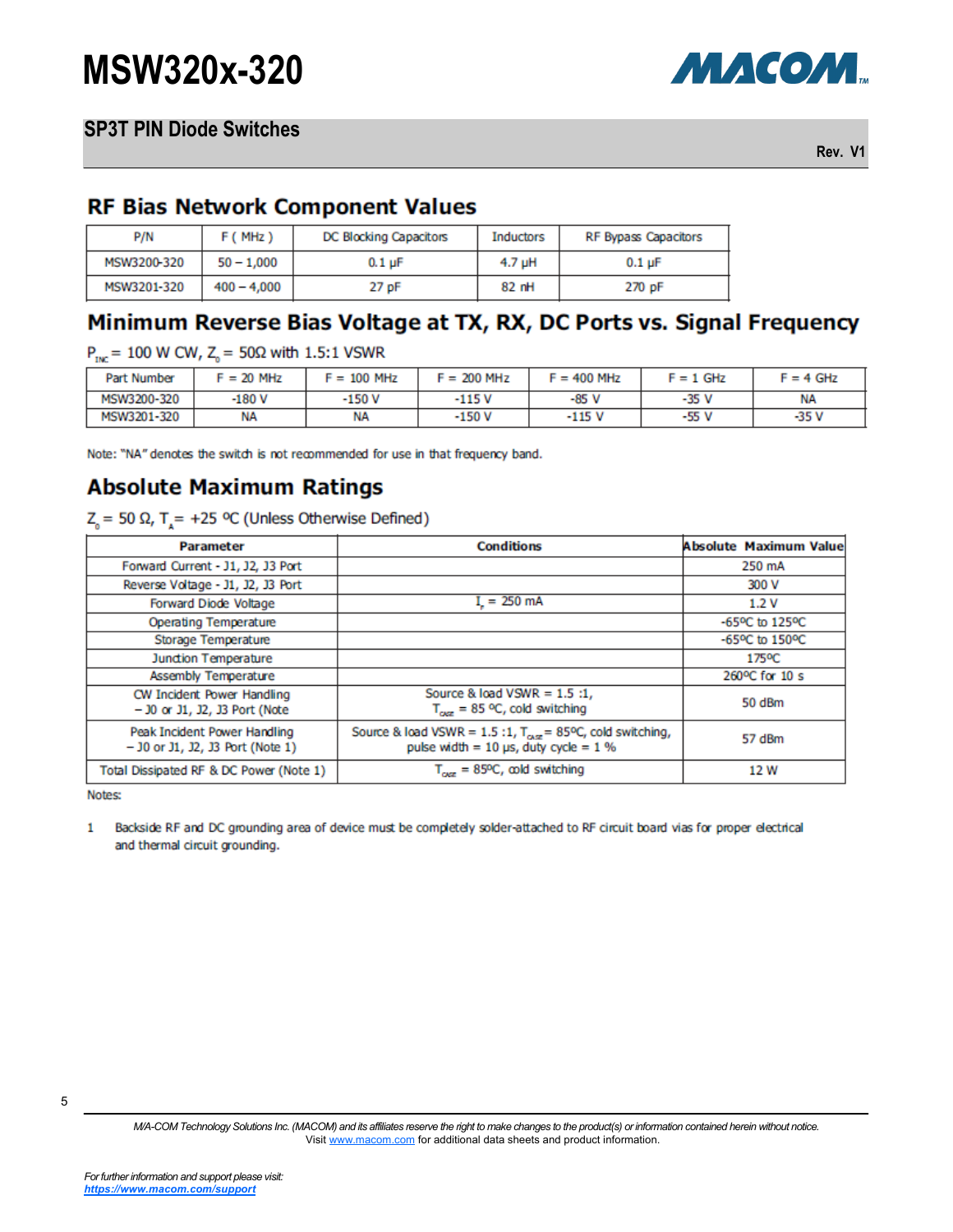## RF Bias Network Component Values

| P/N | F ( MHz ) | DC Blocking Capacitors | Inductors | RF Bypass Capacitors |
|---|---|---|---|---|
| MSW3200-320 | 50 – 1,000 | 0.1 µF | 4.7 µH | 0.1 µF |
| MSW3201-320 | 400 – 4,000 | 27 pF | 82 nH | 270 pF |

## Minimum Reverse Bias Voltage at TX, RX, DC Ports vs. Signal Frequency

$P_{INC}$ = 100 W CW, $Z_0$ = 50Ω with 1.5:1 VSWR

| Part Number | F = 20 MHz | F = 100 MHz | F = 200 MHz | F = 400 MHz | F = 1 GHz | F = 4 GHz |
|---|---|---|---|---|---|---|
| MSW3200-320 | -180 V | -150 V | -115 V | -85 V | -35 V | NA |
| MSW3201-320 | NA | NA | -150 V | -115 V | -55 V | -35 V |

Note: "NA" denotes the switch is not recommended for use in that frequency band.

## Absolute Maximum Ratings

$Z_0$ = 50 Ω, $T_A$ = +25 ºC (Unless Otherwise Defined)

| Parameter | Conditions | Absolute Maximum Value |
|---|---|---|
| Forward Current - J1, J2, J3 Port | | 250 mA |
| Reverse Voltage - J1, J2, J3 Port | | 300 V |
| Forward Diode Voltage | $I_F$ = 250 mA | 1.2 V |
| Operating Temperature | | -65ºC to 125ºC |
| Storage Temperature | | -65ºC to 150ºC |
| Junction Temperature | | 175ºC |
| Assembly Temperature | | 260ºC for 10 s |
| CW Incident Power Handling – J0 or J1, J2, J3 Port (Note | Source & load VSWR = 1.5 :1, $T_{CASE}$ = 85 ºC, cold switching | 50 dBm |
| Peak Incident Power Handling – J0 or J1, J2, J3 Port (Note 1) | Source & load VSWR = 1.5 :1, $T_{CASE}$ = 85ºC, cold switching, pulse width = 10 µs, duty cycle = 1 % | 57 dBm |
| Total Dissipated RF & DC Power (Note 1) | $T_{CASE}$ = 85ºC, cold switching | 12 W |

Notes:

1 Backside RF and DC grounding area of device must be completely solder-attached to RF circuit board vias for proper electrical and thermal circuit grounding.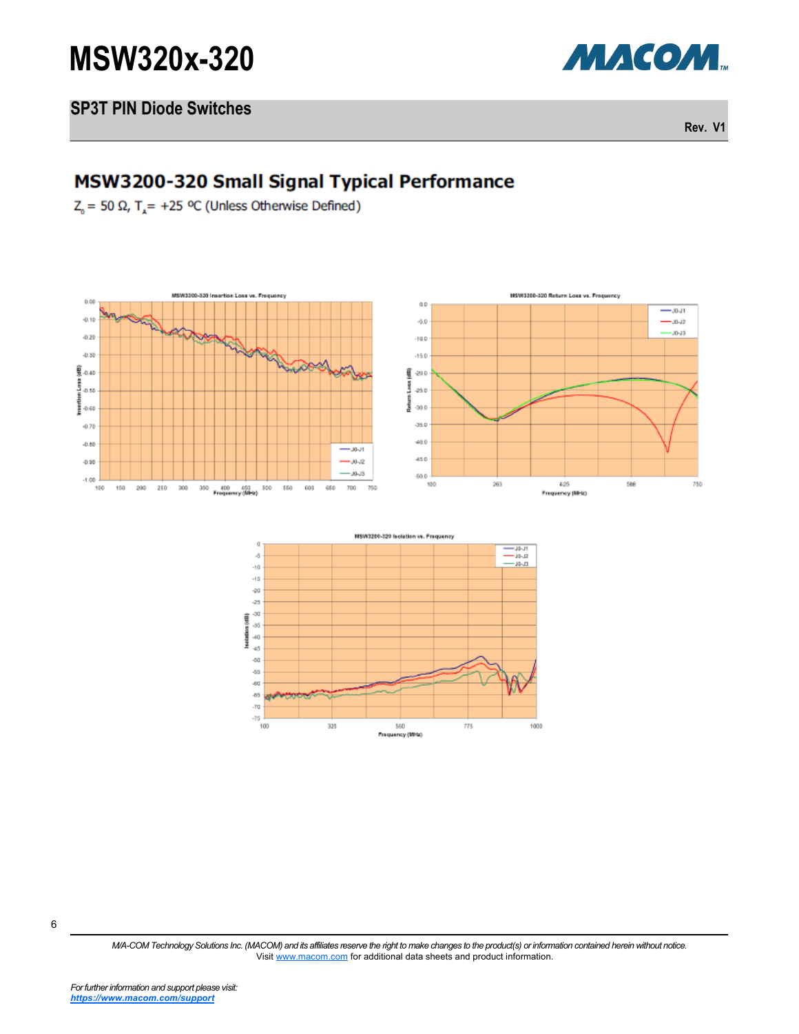## MSW3200-320 Small Signal Typical Performance

$Z_0 = 50\ \Omega$, $T_A = +25\ ^{o}C$ (Unless Otherwise Defined)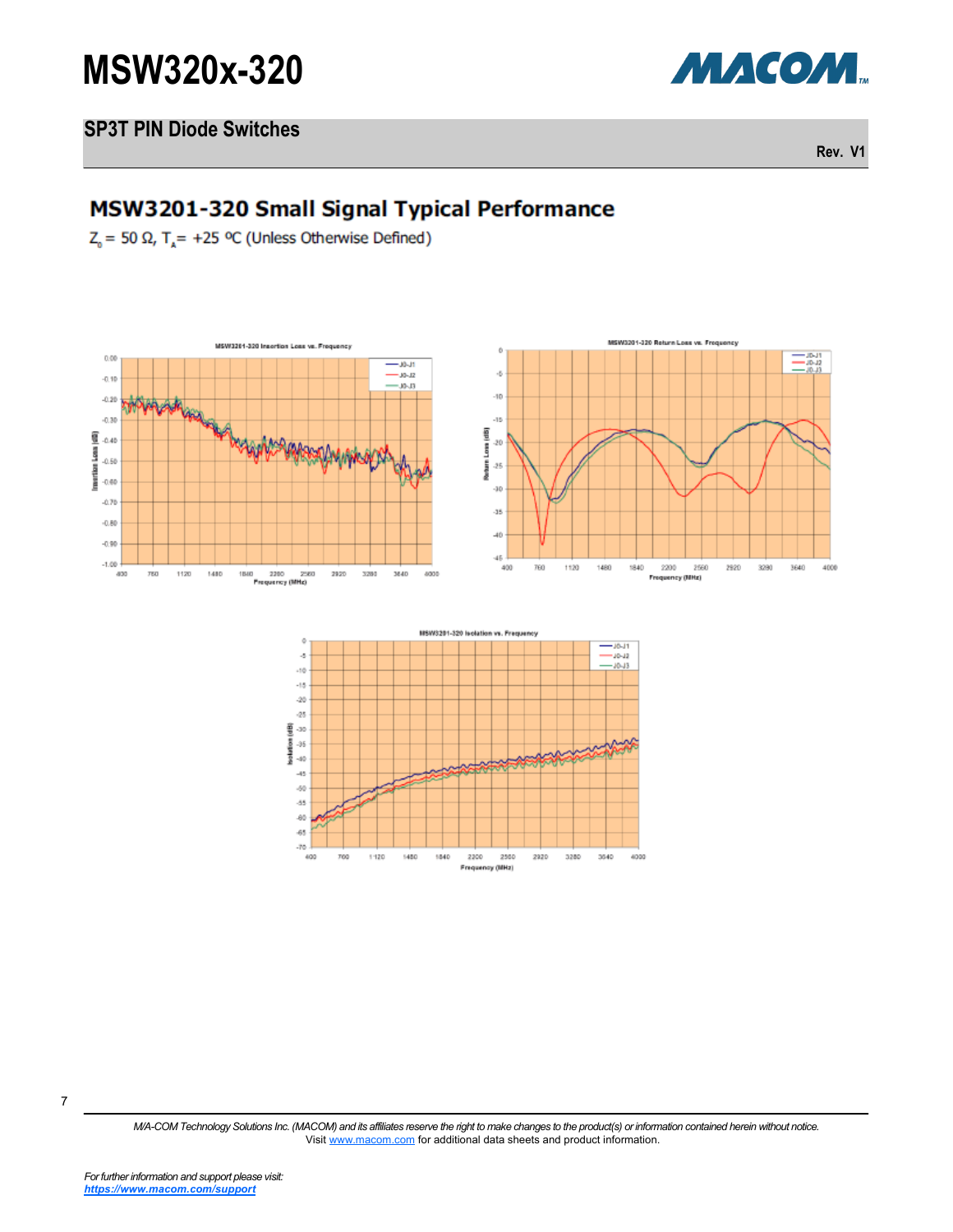## MSW3201-320 Small Signal Typical Performance

$Z_0$ = 50 Ω, $T_A$ = +25 ºC (Unless Otherwise Defined)

MSW3201-320 Insertion Loss vs. Frequency

MSW3201-320 Return Loss vs. Frequency

MSW3201-320 Isolation vs. Frequency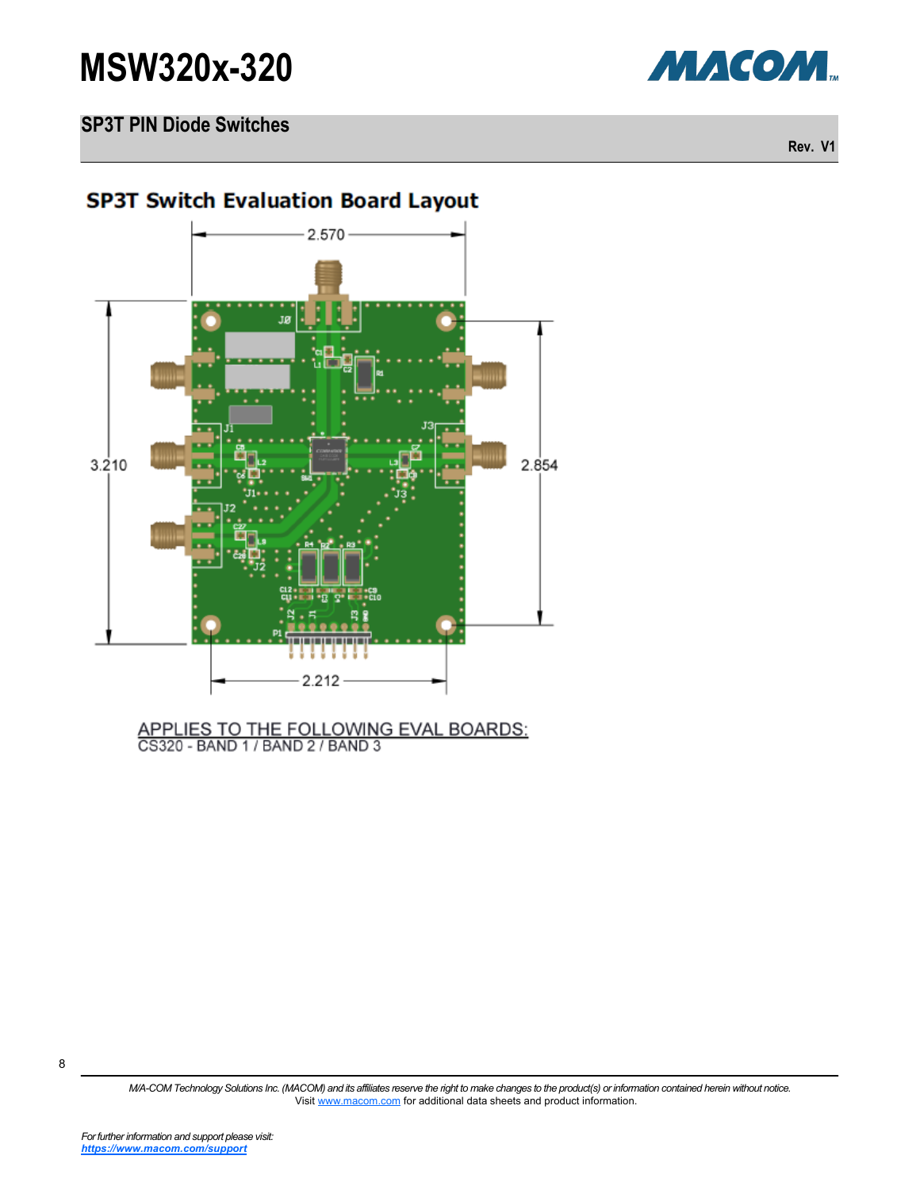## SP3T Switch Evaluation Board Layout

2.570

3.210

2.854

2.212

APPLIES TO THE FOLLOWING EVAL BOARDS:
CS320 - BAND 1 / BAND 2 / BAND 3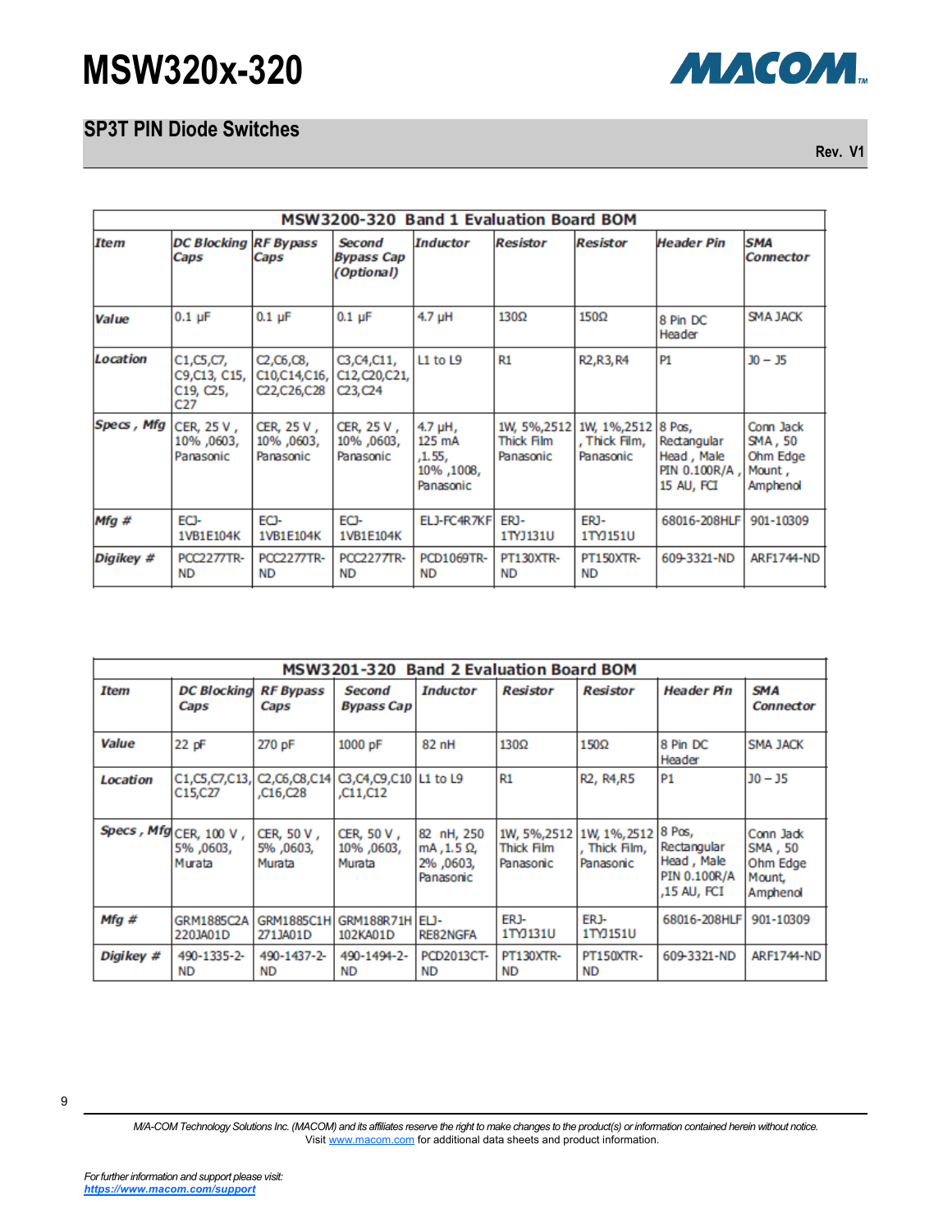## SP3T PIN Diode Switches

| MSW3200-320 Band 1 Evaluation Board BOM | | | | | | | | |
|---|---|---|---|---|---|---|---|---|
| ***Item*** | ***DC Blocking Caps*** | ***RF Bypass Caps*** | ***Second Bypass Cap (Optional)*** | ***Inductor*** | ***Resistor*** | ***Resistor*** | ***Header Pin*** | ***SMA Connector*** |
| ***Value*** | 0.1 µF | 0.1 µF | 0.1 µF | 4.7 µH | 130Ω | 150Ω | 8 Pin DC Header | SMA JACK |
| ***Location*** | C1,C5,C7, C9,C13, C15, C19, C25, C27 | C2,C6,C8, C10,C14,C16, C22,C26,C28 | C3,C4,C11, C12,C20,C21, C23,C24 | L1 to L9 | R1 | R2,R3,R4 | P1 | J0 – J5 |
| ***Specs , Mfg*** | CER, 25 V , 10% ,0603, Panasonic | CER, 25 V , 10% ,0603, Panasonic | CER, 25 V , 10% ,0603, Panasonic | 4.7 µH, 125 mA ,1.55, 10% ,1008, Panasonic | 1W, 5%,2512 Thick Film Panasonic | 1W, 1%,2512 , Thick Film, Panasonic | 8 Pos, Rectangular Head , Male PIN 0.100R/A , 15 AU, FCI | Conn Jack SMA , 50 Ohm Edge Mount , Amphenol |
| ***Mfg #*** | ECJ-1VB1E104K | ECJ-1VB1E104K | ECJ-1VB1E104K | ELJ-FC4R7KF | ERJ-1TYJ131U | ERJ-1TYJ151U | 68016-208HLF | 901-10309 |
| ***Digikey #*** | PCC2277TR-ND | PCC2277TR-ND | PCC2277TR-ND | PCD1069TR-ND | PT130XTR-ND | PT150XTR-ND | 609-3321-ND | ARF1744-ND |

| MSW3201-320 Band 2 Evaluation Board BOM | | | | | | | | |
|---|---|---|---|---|---|---|---|---|
| ***Item*** | ***DC Blocking Caps*** | ***RF Bypass Caps*** | ***Second Bypass Cap*** | ***Inductor*** | ***Resistor*** | ***Resistor*** | ***Header Pin*** | ***SMA Connector*** |
| ***Value*** | 22 pF | 270 pF | 1000 pF | 82 nH | 130Ω | 150Ω | 8 Pin DC Header | SMA JACK |
| ***Location*** | C1,C5,C7,C13, C15,C27 | C2,C6,C8,C14 ,C16,C28 | C3,C4,C9,C10 ,C11,C12 | L1 to L9 | R1 | R2, R4,R5 | P1 | J0 – J5 |
| ***Specs , Mfg*** | CER, 100 V , 5% ,0603, Murata | CER, 50 V , 5% ,0603, Murata | CER, 50 V , 10% ,0603, Murata | 82 nH, 250 mA ,1.5 Ω, 2% ,0603, Panasonic | 1W, 5%,2512 Thick Film Panasonic | 1W, 1%,2512 , Thick Film, Panasonic | 8 Pos, Rectangular Head , Male PIN 0.100R/A ,15 AU, FCI | Conn Jack SMA , 50 Ohm Edge Mount, Amphenol |
| ***Mfg #*** | GRM1885C2A 220JA01D | GRM1885C1H 271JA01D | GRM188R71H 102KA01D | ELJ-RE82NGFA | ERJ-1TYJ131U | ERJ-1TYJ151U | 68016-208HLF | 901-10309 |
| ***Digikey #*** | 490-1335-2-ND | 490-1437-2-ND | 490-1494-2-ND | PCD2013CT-ND | PT130XTR-ND | PT150XTR-ND | 609-3321-ND | ARF1744-ND |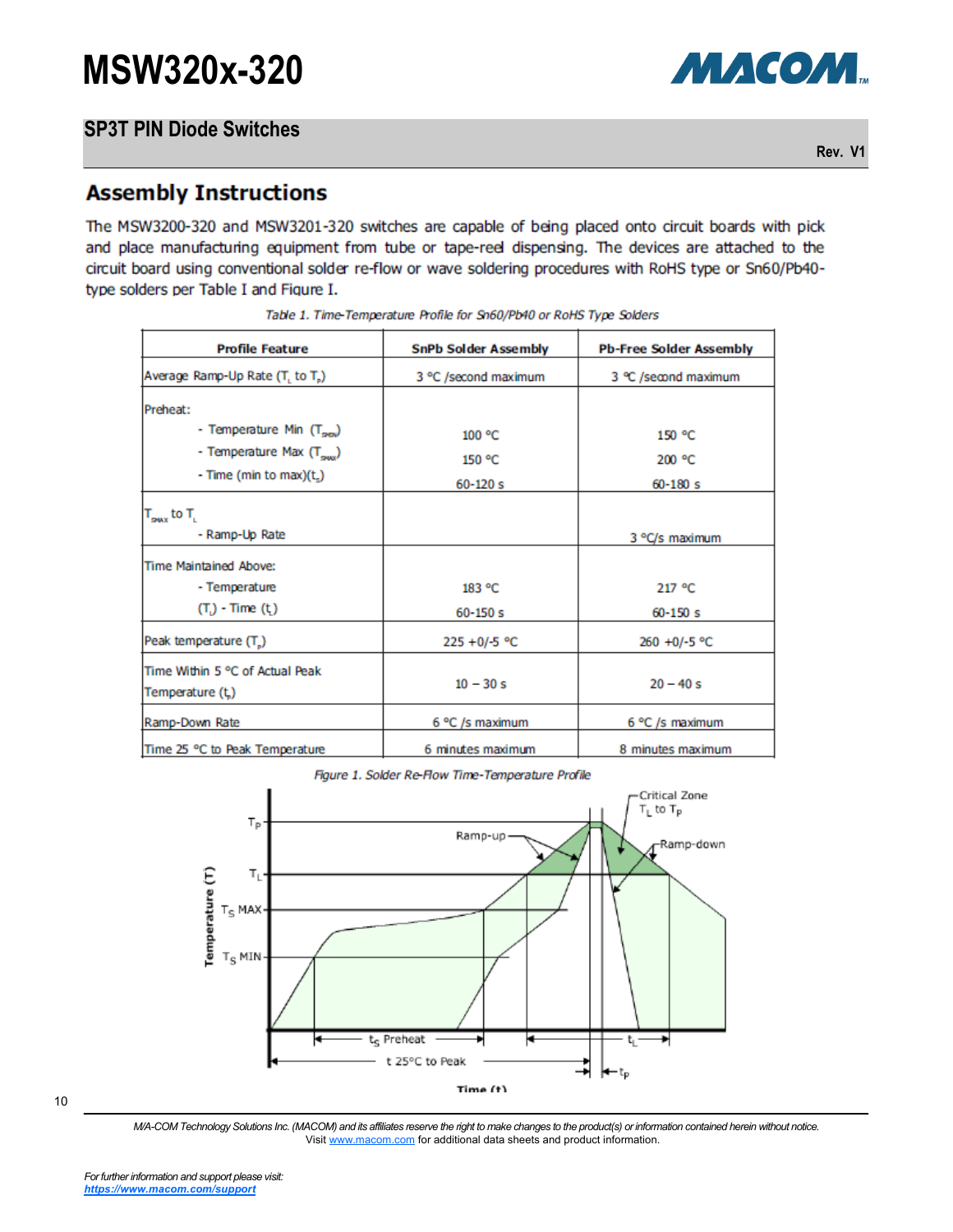## Assembly Instructions

The MSW3200-320 and MSW3201-320 switches are capable of being placed onto circuit boards with pick and place manufacturing equipment from tube or tape-reel dispensing. The devices are attached to the circuit board using conventional solder re-flow or wave soldering procedures with RoHS type or Sn60/Pb40-type solders per Table I and Figure I.

*Table 1. Time-Temperature Profile for Sn60/Pb40 or RoHS Type Solders*

| Profile Feature | SnPb Solder Assembly | Pb-Free Solder Assembly |
|---|---|---|
| Average Ramp-Up Rate ($T_L$ to $T_P$) | 3 °C /second maximum | 3 °C /second maximum |
| Preheat:<br>- Temperature Min ($T_{SMIN}$)<br>- Temperature Max ($T_{SMAX}$)<br>- Time (min to max)($t_s$) | <br>100 °C<br>150 °C<br>60-120 s | <br>150 °C<br>200 °C<br>60-180 s |
| $T_{SMAX}$ to $T_L$<br>- Ramp-Up Rate | | 3 °C/s maximum |
| Time Maintained Above:<br>- Temperature ($T_L$) - Time ($t_L$) | <br>183 °C<br>60-150 s | <br>217 °C<br>60-150 s |
| Peak temperature ($T_P$) | 225 +0/-5 °C | 260 +0/-5 °C |
| Time Within 5 °C of Actual Peak Temperature ($t_P$) | 10 – 30 s | 20 – 40 s |
| Ramp-Down Rate | 6 °C /s maximum | 6 °C /s maximum |
| Time 25 °C to Peak Temperature | 6 minutes maximum | 8 minutes maximum |

*Figure 1. Solder Re-Flow Time-Temperature Profile*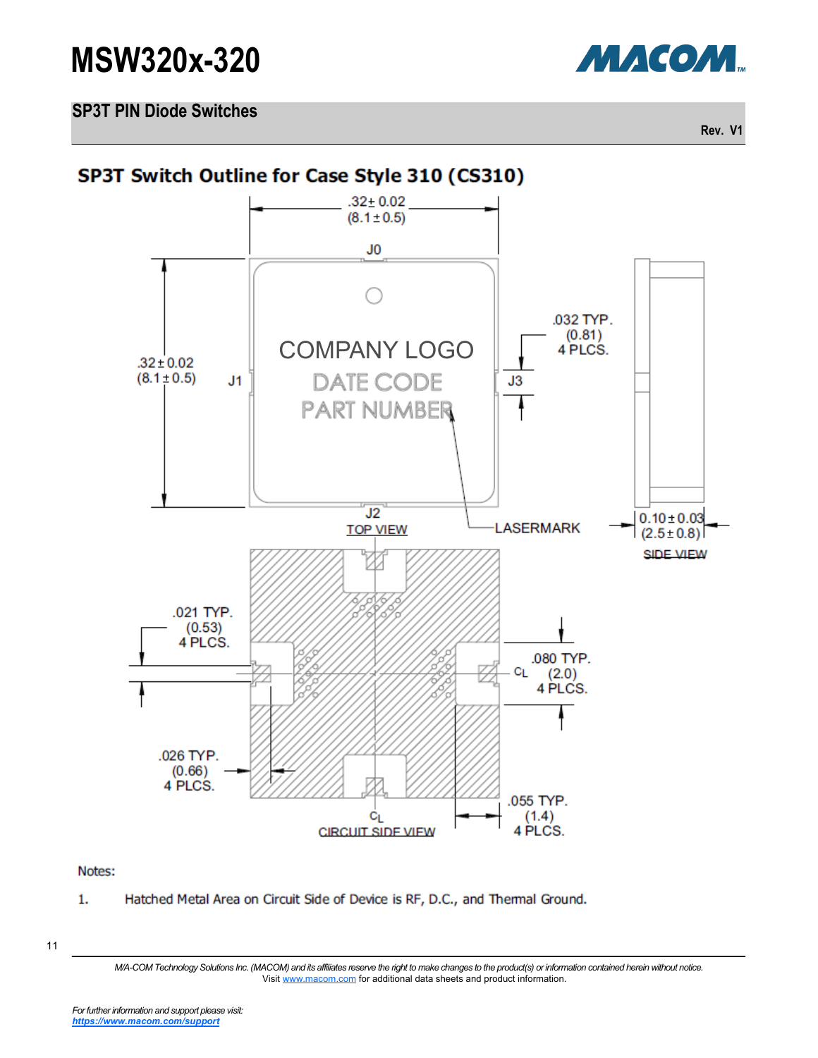## SP3T Switch Outline for Case Style 310 (CS310)

.32± 0.02
(8.1 ± 0.5)

J0

.32 ± 0.02
(8.1 ± 0.5)

J1

COMPANY LOGO
DATE CODE
PART NUMBER

.032 TYP.
(0.81)
4 PLCS.

J3

J2

TOP VIEW

LASERMARK

0.10 ± 0.03
(2.5 ± 0.8)

SIDE VIEW

.021 TYP.
(0.53)
4 PLCS.

.080 TYP.
(2.0)
4 PLCS.

$C_L$

.026 TYP.
(0.66)
4 PLCS.

.055 TYP.
(1.4)
4 PLCS.

$C_L$

CIRCUIT SIDE VIEW

Notes:

1. Hatched Metal Area on Circuit Side of Device is RF, D.C., and Thermal Ground.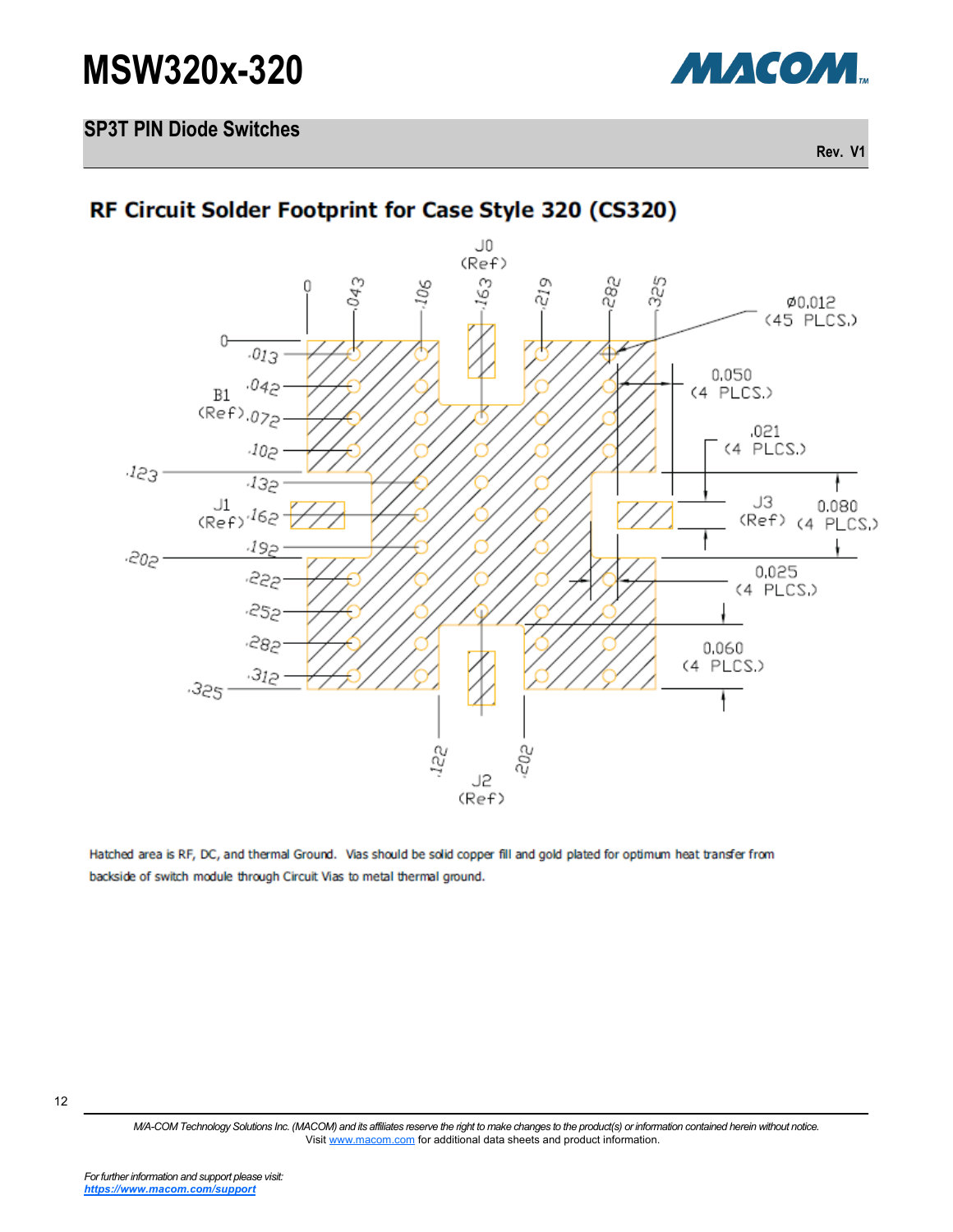## RF Circuit Solder Footprint for Case Style 320 (CS320)

J0 (Ref)

0 .043 .106 .163 .219 .282 .325

Ø0.012 (45 PLCS.)

0 .013 .042 B1 (Ref) .072 .102 .123 .132 J1 (Ref) .162 .192 .202 .222 .252 .282 .312 .325

0.050 (4 PLCS.)

.021 (4 PLCS.)

J3 (Ref) 0.080 (4 PLCS.)

0.025 (4 PLCS.)

0.060 (4 PLCS.)

.122 .202 J2 (Ref)

Hatched area is RF, DC, and thermal Ground. Vias should be solid copper fill and gold plated for optimum heat transfer from backside of switch module through Circuit Vias to metal thermal ground.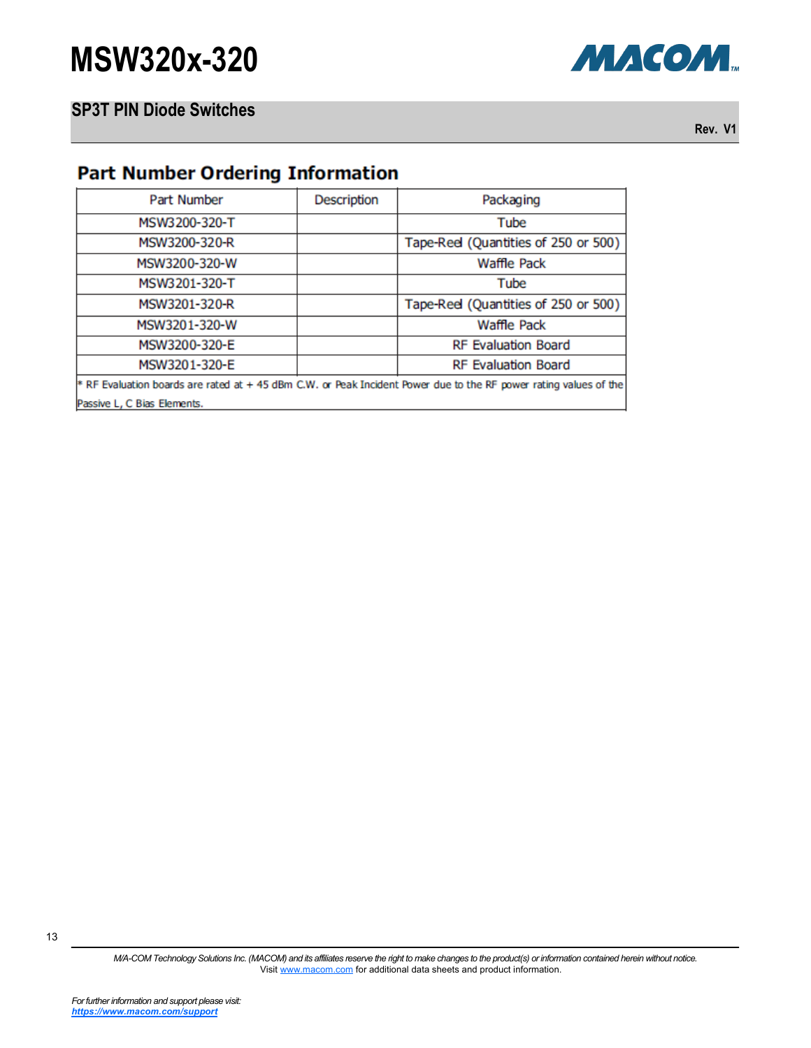## Part Number Ordering Information

| Part Number | Description | Packaging |
|---|---|---|
| MSW3200-320-T | | Tube |
| MSW3200-320-R | | Tape-Reel (Quantities of 250 or 500) |
| MSW3200-320-W | | Waffle Pack |
| MSW3201-320-T | | Tube |
| MSW3201-320-R | | Tape-Reel (Quantities of 250 or 500) |
| MSW3201-320-W | | Waffle Pack |
| MSW3200-320-E | | RF Evaluation Board |
| MSW3201-320-E | | RF Evaluation Board |

* RF Evaluation boards are rated at + 45 dBm C.W. or Peak Incident Power due to the RF power rating values of the Passive L, C Bias Elements.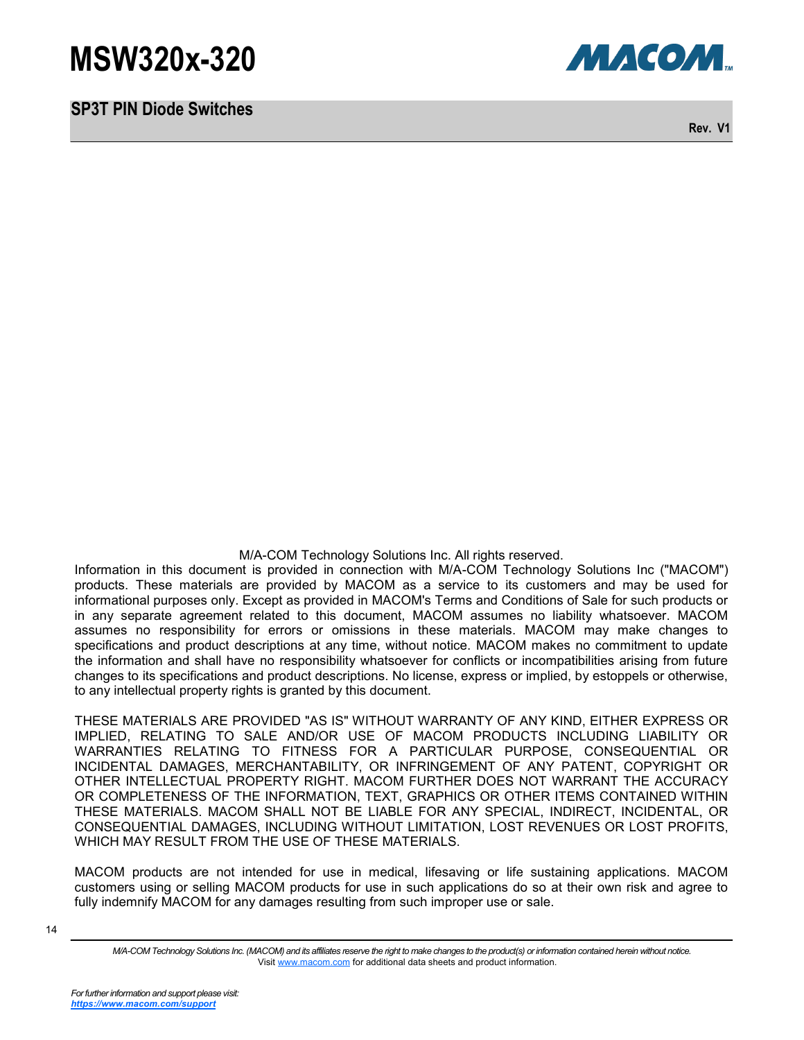M/A-COM Technology Solutions Inc. All rights reserved.

Information in this document is provided in connection with M/A-COM Technology Solutions Inc ("MACOM") products. These materials are provided by MACOM as a service to its customers and may be used for informational purposes only. Except as provided in MACOM's Terms and Conditions of Sale for such products or in any separate agreement related to this document, MACOM assumes no liability whatsoever. MACOM assumes no responsibility for errors or omissions in these materials. MACOM may make changes to specifications and product descriptions at any time, without notice. MACOM makes no commitment to update the information and shall have no responsibility whatsoever for conflicts or incompatibilities arising from future changes to its specifications and product descriptions. No license, express or implied, by estoppels or otherwise, to any intellectual property rights is granted by this document.

THESE MATERIALS ARE PROVIDED "AS IS" WITHOUT WARRANTY OF ANY KIND, EITHER EXPRESS OR IMPLIED, RELATING TO SALE AND/OR USE OF MACOM PRODUCTS INCLUDING LIABILITY OR WARRANTIES RELATING TO FITNESS FOR A PARTICULAR PURPOSE, CONSEQUENTIAL OR INCIDENTAL DAMAGES, MERCHANTABILITY, OR INFRINGEMENT OF ANY PATENT, COPYRIGHT OR OTHER INTELLECTUAL PROPERTY RIGHT. MACOM FURTHER DOES NOT WARRANT THE ACCURACY OR COMPLETENESS OF THE INFORMATION, TEXT, GRAPHICS OR OTHER ITEMS CONTAINED WITHIN THESE MATERIALS. MACOM SHALL NOT BE LIABLE FOR ANY SPECIAL, INDIRECT, INCIDENTAL, OR CONSEQUENTIAL DAMAGES, INCLUDING WITHOUT LIMITATION, LOST REVENUES OR LOST PROFITS, WHICH MAY RESULT FROM THE USE OF THESE MATERIALS.

MACOM products are not intended for use in medical, lifesaving or life sustaining applications. MACOM customers using or selling MACOM products for use in such applications do so at their own risk and agree to fully indemnify MACOM for any damages resulting from such improper use or sale.